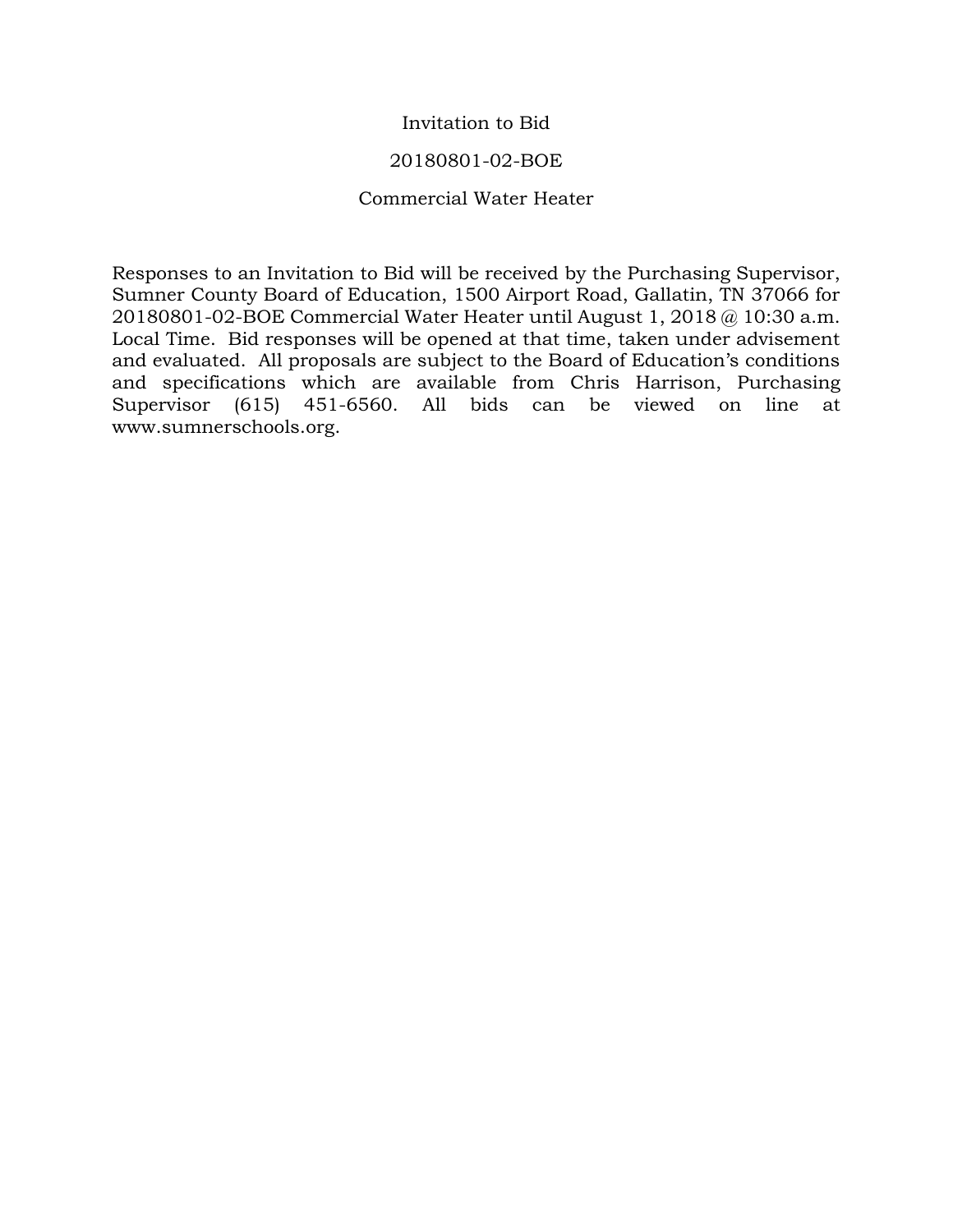# Invitation to Bid

## 20180801-02-BOE

## Commercial Water Heater

Responses to an Invitation to Bid will be received by the Purchasing Supervisor, Sumner County Board of Education, 1500 Airport Road, Gallatin, TN 37066 for 20180801-02-BOE Commercial Water Heater until August 1, 2018 @ 10:30 a.m. Local Time. Bid responses will be opened at that time, taken under advisement and evaluated. All proposals are subject to the Board of Education's conditions and specifications which are available from Chris Harrison, Purchasing Supervisor (615) 451-6560. All bids can be viewed on line at www.sumnerschools.org.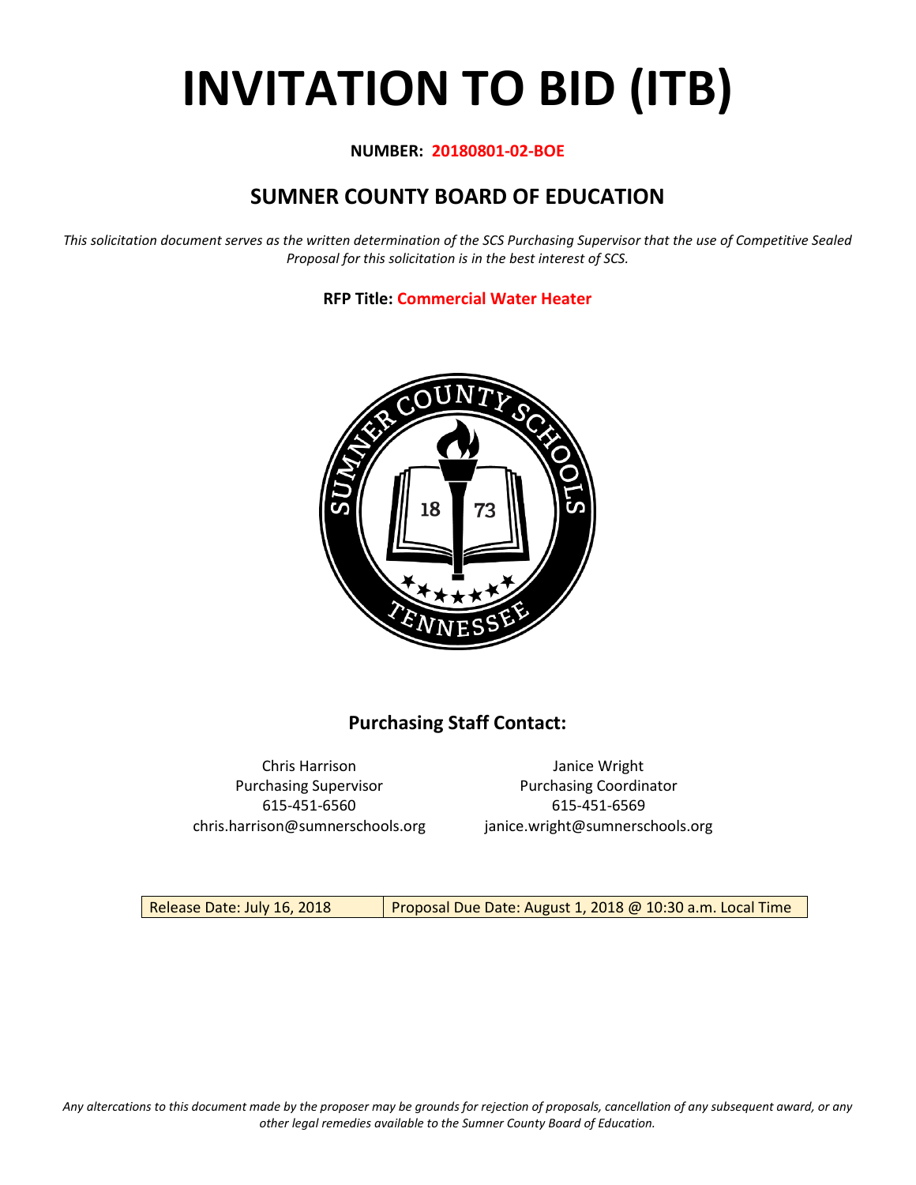# INVITATION TO BID (ITB)

**NUMBER: 20180801-02-BOE**

## SUMNER COUNTY BOARD OF EDUCATION

*This solicitation document serves as the written determination of the SCS Purchasing Supervisor that the use of Competitive Sealed Proposal for this solicitation is in the best interest of SCS.*

**RFP Title: Commercial Water Heater**

### Purchasing Staff Contact:

Chris Harrison
Purchasing Supervisor
615-451-6560
chris.harrison@sumnerschools.org

Janice Wright
Purchasing Coordinator
615-451-6569
janice.wright@sumnerschools.org

| Release Date: July 16, 2018 | Proposal Due Date: August 1, 2018 @ 10:30 a.m. Local Time |
|---|---|

*Any altercations to this document made by the proposer may be grounds for rejection of proposals, cancellation of any subsequent award, or any other legal remedies available to the Sumner County Board of Education.*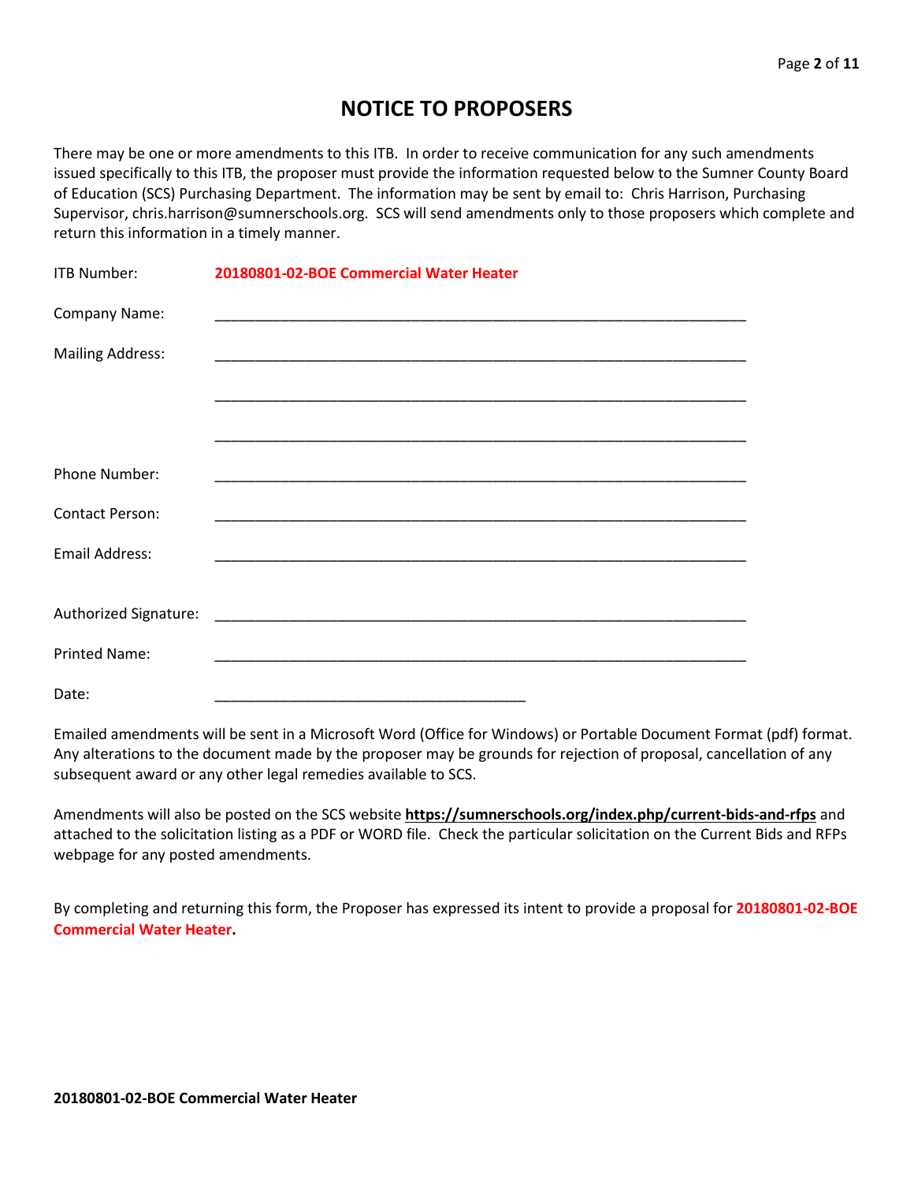# NOTICE TO PROPOSERS

There may be one or more amendments to this ITB. In order to receive communication for any such amendments issued specifically to this ITB, the proposer must provide the information requested below to the Sumner County Board of Education (SCS) Purchasing Department. The information may be sent by email to: Chris Harrison, Purchasing Supervisor, chris.harrison@sumnerschools.org. SCS will send amendments only to those proposers which complete and return this information in a timely manner.

ITB Number: **20180801-02-BOE Commercial Water Heater**

Company Name: ____________________________________________________________

Mailing Address: ____________________________________________________________

____________________________________________________________

____________________________________________________________

Phone Number: ____________________________________________________________

Contact Person: ____________________________________________________________

Email Address: ____________________________________________________________

Authorized Signature: ____________________________________________________________

Printed Name: ____________________________________________________________

Date: ____________________________________

Emailed amendments will be sent in a Microsoft Word (Office for Windows) or Portable Document Format (pdf) format. Any alterations to the document made by the proposer may be grounds for rejection of proposal, cancellation of any subsequent award or any other legal remedies available to SCS.

Amendments will also be posted on the SCS website **https://sumnerschools.org/index.php/current-bids-and-rfps** and attached to the solicitation listing as a PDF or WORD file. Check the particular solicitation on the Current Bids and RFPs webpage for any posted amendments.

By completing and returning this form, the Proposer has expressed its intent to provide a proposal for **20180801-02-BOE Commercial Water Heater.**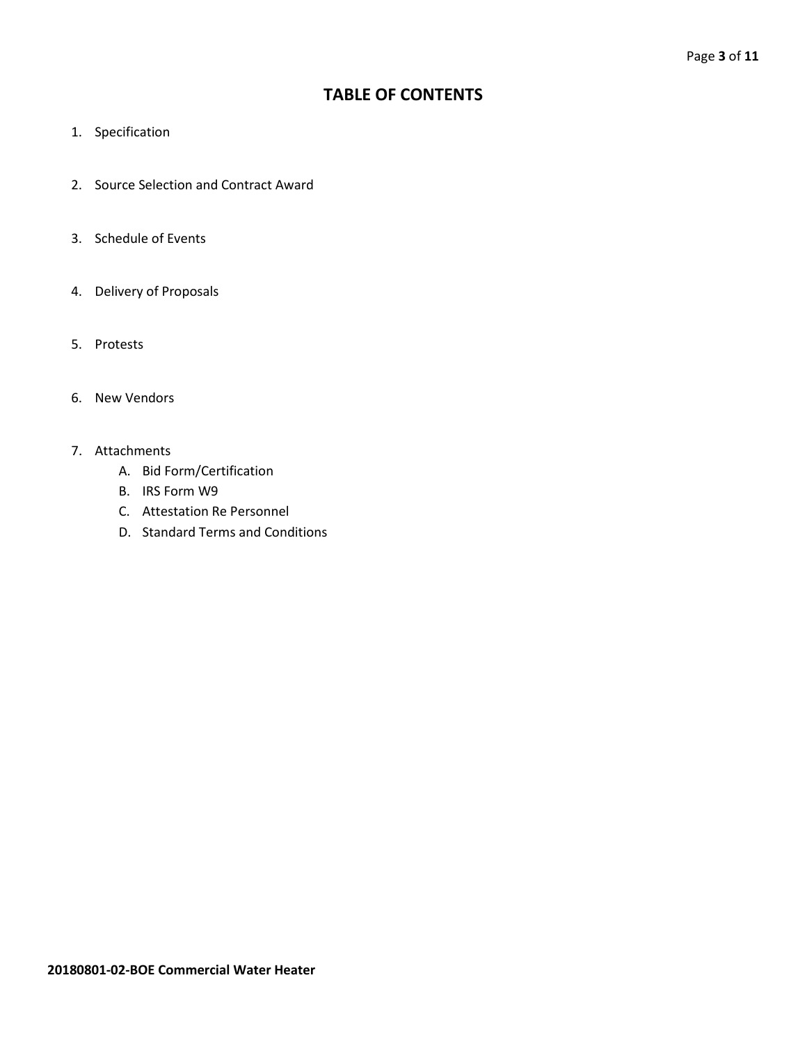# TABLE OF CONTENTS

1. Specification

2. Source Selection and Contract Award

3. Schedule of Events

4. Delivery of Proposals

5. Protests

6. New Vendors

7. Attachments
   A. Bid Form/Certification
   B. IRS Form W9
   C. Attestation Re Personnel
   D. Standard Terms and Conditions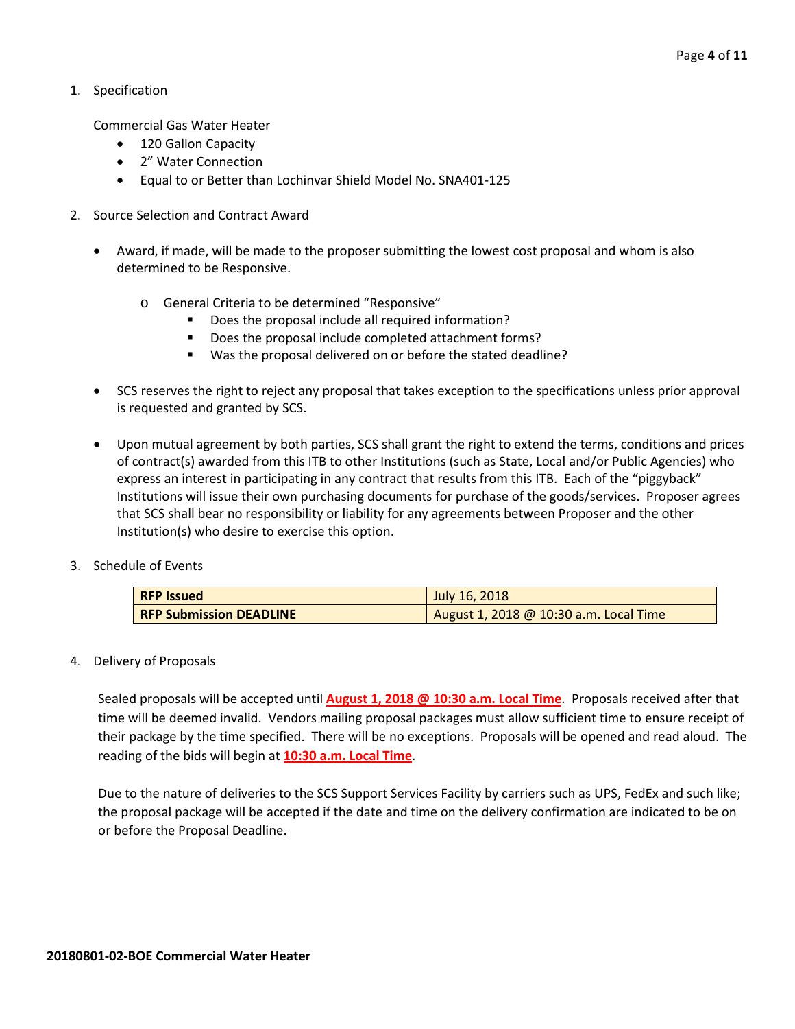1. Specification

   Commercial Gas Water Heater

   - 120 Gallon Capacity
   - 2" Water Connection
   - Equal to or Better than Lochinvar Shield Model No. SNA401-125

2. Source Selection and Contract Award

   - Award, if made, will be made to the proposer submitting the lowest cost proposal and whom is also determined to be Responsive.

     - General Criteria to be determined "Responsive"
       - Does the proposal include all required information?
       - Does the proposal include completed attachment forms?
       - Was the proposal delivered on or before the stated deadline?

   - SCS reserves the right to reject any proposal that takes exception to the specifications unless prior approval is requested and granted by SCS.

   - Upon mutual agreement by both parties, SCS shall grant the right to extend the terms, conditions and prices of contract(s) awarded from this ITB to other Institutions (such as State, Local and/or Public Agencies) who express an interest in participating in any contract that results from this ITB. Each of the "piggyback" Institutions will issue their own purchasing documents for purchase of the goods/services. Proposer agrees that SCS shall bear no responsibility or liability for any agreements between Proposer and the other Institution(s) who desire to exercise this option.

3. Schedule of Events

| **RFP Issued** | July 16, 2018 |
|---|---|
| **RFP Submission DEADLINE** | August 1, 2018 @ 10:30 a.m. Local Time |

4. Delivery of Proposals

   Sealed proposals will be accepted until **August 1, 2018 @ 10:30 a.m. Local Time**. Proposals received after that time will be deemed invalid. Vendors mailing proposal packages must allow sufficient time to ensure receipt of their package by the time specified. There will be no exceptions. Proposals will be opened and read aloud. The reading of the bids will begin at **10:30 a.m. Local Time**.

   Due to the nature of deliveries to the SCS Support Services Facility by carriers such as UPS, FedEx and such like; the proposal package will be accepted if the date and time on the delivery confirmation are indicated to be on or before the Proposal Deadline.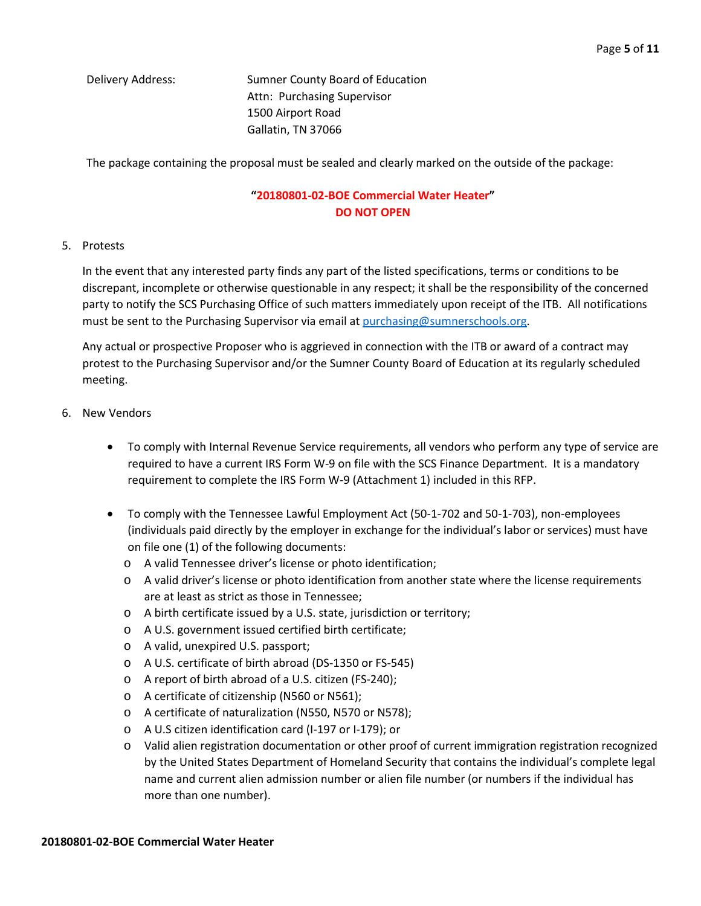Delivery Address: Sumner County Board of Education
Attn: Purchasing Supervisor
1500 Airport Road
Gallatin, TN 37066

The package containing the proposal must be sealed and clearly marked on the outside of the package:

**"20180801-02-BOE Commercial Water Heater"**
**DO NOT OPEN**

5. Protests

   In the event that any interested party finds any part of the listed specifications, terms or conditions to be discrepant, incomplete or otherwise questionable in any respect; it shall be the responsibility of the concerned party to notify the SCS Purchasing Office of such matters immediately upon receipt of the ITB. All notifications must be sent to the Purchasing Supervisor via email at purchasing@sumnerschools.org.

   Any actual or prospective Proposer who is aggrieved in connection with the ITB or award of a contract may protest to the Purchasing Supervisor and/or the Sumner County Board of Education at its regularly scheduled meeting.

6. New Vendors

   - To comply with Internal Revenue Service requirements, all vendors who perform any type of service are required to have a current IRS Form W-9 on file with the SCS Finance Department. It is a mandatory requirement to complete the IRS Form W-9 (Attachment 1) included in this RFP.

   - To comply with the Tennessee Lawful Employment Act (50-1-702 and 50-1-703), non-employees (individuals paid directly by the employer in exchange for the individual's labor or services) must have on file one (1) of the following documents:
     - A valid Tennessee driver's license or photo identification;
     - A valid driver's license or photo identification from another state where the license requirements are at least as strict as those in Tennessee;
     - A birth certificate issued by a U.S. state, jurisdiction or territory;
     - A U.S. government issued certified birth certificate;
     - A valid, unexpired U.S. passport;
     - A U.S. certificate of birth abroad (DS-1350 or FS-545)
     - A report of birth abroad of a U.S. citizen (FS-240);
     - A certificate of citizenship (N560 or N561);
     - A certificate of naturalization (N550, N570 or N578);
     - A U.S citizen identification card (I-197 or I-179); or
     - Valid alien registration documentation or other proof of current immigration registration recognized by the United States Department of Homeland Security that contains the individual's complete legal name and current alien admission number or alien file number (or numbers if the individual has more than one number).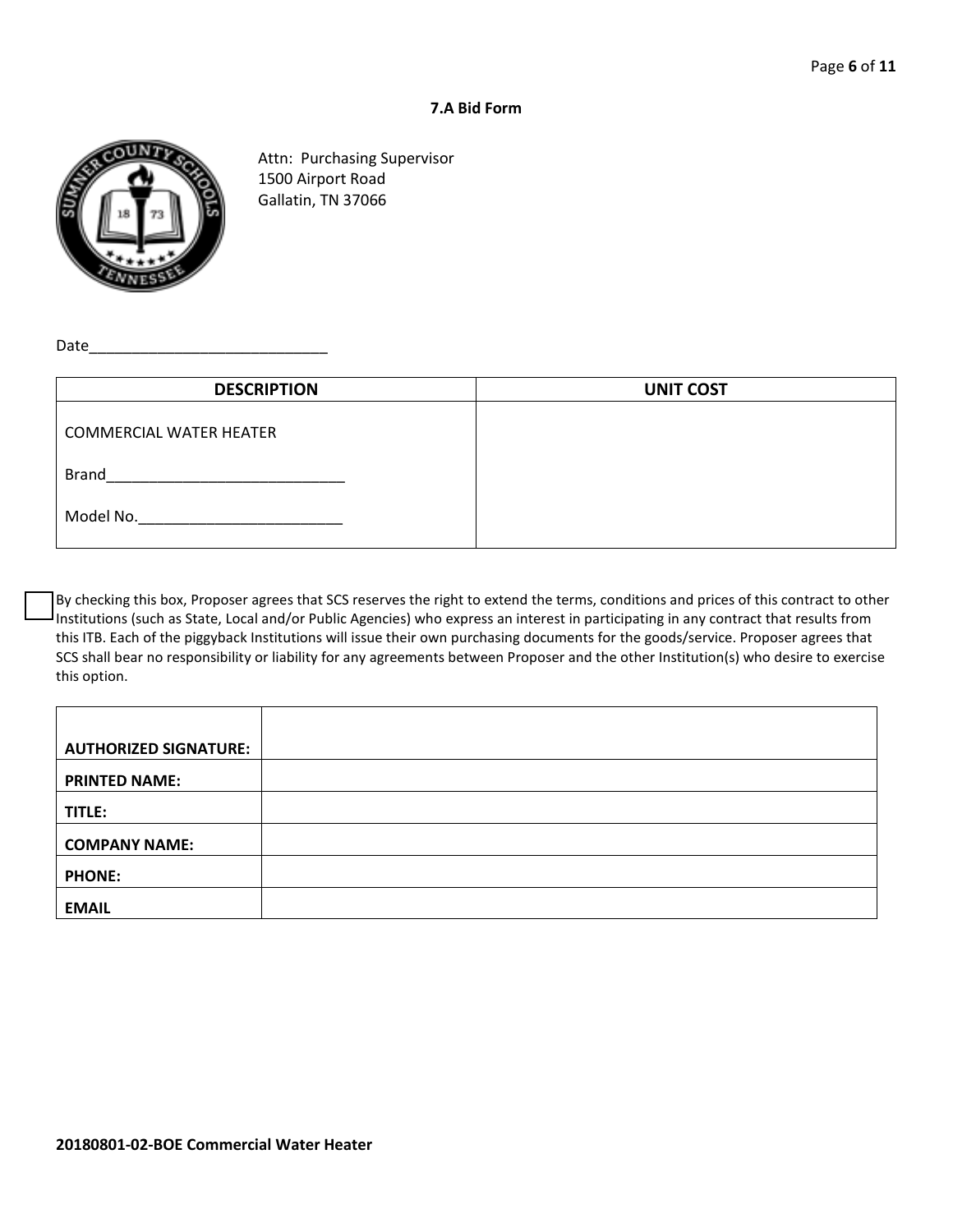### 7.A Bid Form

Attn: Purchasing Supervisor
1500 Airport Road
Gallatin, TN 37066

Date_____________________________

| DESCRIPTION | UNIT COST |
|---|---|
| COMMERCIAL WATER HEATER<br><br>Brand_____________________________<br><br>Model No._________________________ | |

☐ By checking this box, Proposer agrees that SCS reserves the right to extend the terms, conditions and prices of this contract to other Institutions (such as State, Local and/or Public Agencies) who express an interest in participating in any contract that results from this ITB. Each of the piggyback Institutions will issue their own purchasing documents for the goods/service. Proposer agrees that SCS shall bear no responsibility or liability for any agreements between Proposer and the other Institution(s) who desire to exercise this option.

| | |
|---|---|
| **AUTHORIZED SIGNATURE:** | |
| **PRINTED NAME:** | |
| **TITLE:** | |
| **COMPANY NAME:** | |
| **PHONE:** | |
| **EMAIL** | |

**20180801-02-BOE Commercial Water Heater**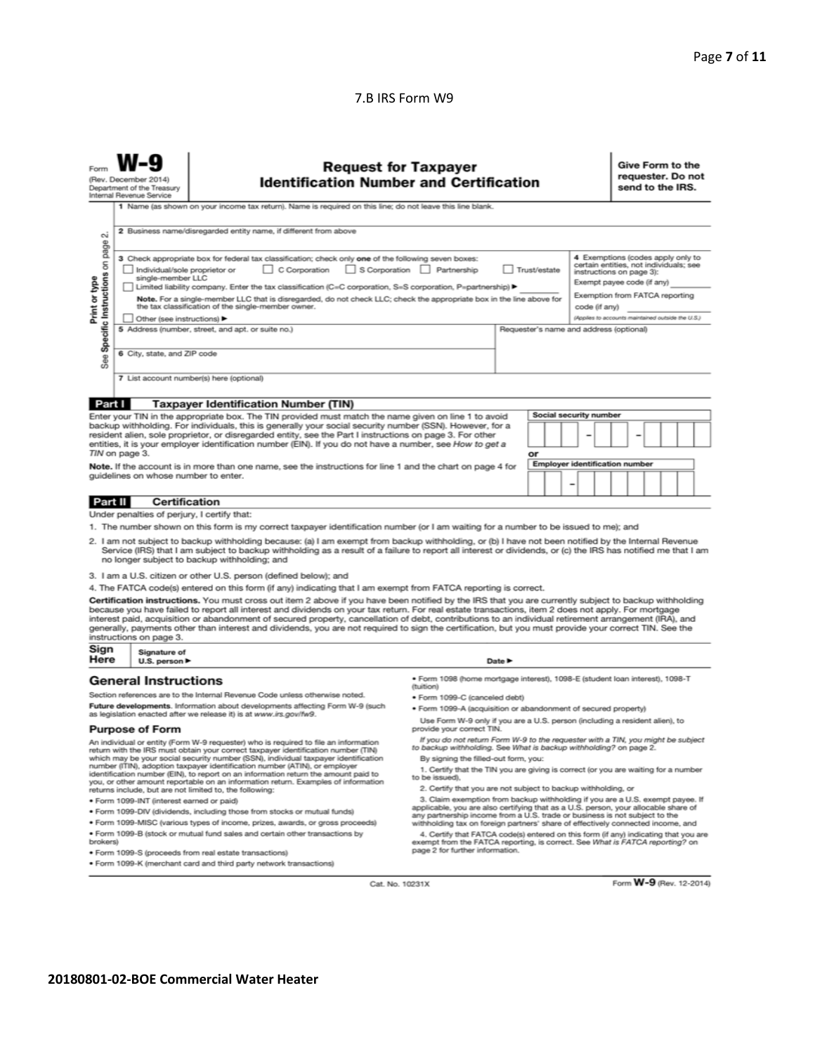7.B IRS Form W9

Form **W-9**
(Rev. December 2014)
Department of the Treasury
Internal Revenue Service

# Request for Taxpayer Identification Number and Certification

**Give Form to the requester. Do not send to the IRS.**

Print or type
See **Specific Instructions** on page 2.

1 Name (as shown on your income tax return). Name is required on this line; do not leave this line blank.

2 Business name/disregarded entity name, if different from above

3 Check appropriate box for federal tax classification; check only **one** of the following seven boxes:

☐ Individual/sole proprietor or single-member LLC ☐ C Corporation ☐ S Corporation ☐ Partnership ☐ Trust/estate

☐ Limited liability company. Enter the tax classification (C=C corporation, S=S corporation, P=partnership) ▶ ________

**Note.** For a single-member LLC that is disregarded, do not check LLC; check the appropriate box in the line above for the tax classification of the single-member owner.

☐ Other (see instructions) ▶

4 Exemptions (codes apply only to certain entities, not individuals; see instructions on page 3):

Exempt payee code (if any) ________

Exemption from FATCA reporting code (if any) ________

*(Applies to accounts maintained outside the U.S.)*

5 Address (number, street, and apt. or suite no.)

Requester's name and address (optional)

6 City, state, and ZIP code

7 List account number(s) here (optional)

## Part I Taxpayer Identification Number (TIN)

Enter your TIN in the appropriate box. The TIN provided must match the name given on line 1 to avoid backup withholding. For individuals, this is generally your social security number (SSN). However, for a resident alien, sole proprietor, or disregarded entity, see the Part I instructions on page 3. For other entities, it is your employer identification number (EIN). If you do not have a number, see *How to get a TIN* on page 3.

**Note.** If the account is in more than one name, see the instructions for line 1 and the chart on page 4 for guidelines on whose number to enter.

**Social security number**

[ ][ ][ ] – [ ][ ] – [ ][ ][ ][ ]

or

**Employer identification number**

[ ][ ] – [ ][ ][ ][ ][ ][ ][ ]

## Part II Certification

Under penalties of perjury, I certify that:

1. The number shown on this form is my correct taxpayer identification number (or I am waiting for a number to be issued to me); and
2. I am not subject to backup withholding because: (a) I am exempt from backup withholding, or (b) I have not been notified by the Internal Revenue Service (IRS) that I am subject to backup withholding as a result of a failure to report all interest or dividends, or (c) the IRS has notified me that I am no longer subject to backup withholding; and
3. I am a U.S. citizen or other U.S. person (defined below); and
4. The FATCA code(s) entered on this form (if any) indicating that I am exempt from FATCA reporting is correct.

**Certification instructions.** You must cross out item 2 above if you have been notified by the IRS that you are currently subject to backup withholding because you have failed to report all interest and dividends on your tax return. For real estate transactions, item 2 does not apply. For mortgage interest paid, acquisition or abandonment of secured property, cancellation of debt, contributions to an individual retirement arrangement (IRA), and generally, payments other than interest and dividends, you are not required to sign the certification, but you must provide your correct TIN. See the instructions on page 3.

**Sign Here** Signature of U.S. person ▶ Date ▶

## General Instructions

Section references are to the Internal Revenue Code unless otherwise noted.

**Future developments.** Information about developments affecting Form W-9 (such as legislation enacted after we release it) is at *www.irs.gov/fw9*.

### Purpose of Form

An individual or entity (Form W-9 requester) who is required to file an information return with the IRS must obtain your correct taxpayer identification number (TIN) which may be your social security number (SSN), individual taxpayer identification number (ITIN), adoption taxpayer identification number (ATIN), or employer identification number (EIN), to report on an information return the amount paid to you, or other amount reportable on an information return. Examples of information returns include, but are not limited to, the following:

- Form 1099-INT (interest earned or paid)
- Form 1099-DIV (dividends, including those from stocks or mutual funds)
- Form 1099-MISC (various types of income, prizes, awards, or gross proceeds)
- Form 1099-B (stock or mutual fund sales and certain other transactions by brokers)
- Form 1099-S (proceeds from real estate transactions)
- Form 1099-K (merchant card and third party network transactions)
- Form 1098 (home mortgage interest), 1098-E (student loan interest), 1098-T (tuition)
- Form 1099-C (canceled debt)
- Form 1099-A (acquisition or abandonment of secured property)

Use Form W-9 only if you are a U.S. person (including a resident alien), to provide your correct TIN.

*If you do not return Form W-9 to the requester with a TIN, you might be subject to backup withholding. See What is backup withholding? on page 2.*

By signing the filled-out form, you:

1. Certify that the TIN you are giving is correct (or you are waiting for a number to be issued),
2. Certify that you are not subject to backup withholding, or
3. Claim exemption from backup withholding if you are a U.S. exempt payee. If applicable, you are also certifying that as a U.S. person, your allocable share of any partnership income from a U.S. trade or business is not subject to the withholding tax on foreign partners' share of effectively connected income, and
4. Certify that FATCA code(s) entered on this form (if any) indicating that you are exempt from the FATCA reporting, is correct. See *What is FATCA reporting?* on page 2 for further information.

Cat. No. 10231X Form **W-9** (Rev. 12-2014)

**20180801-02-BOE Commercial Water Heater**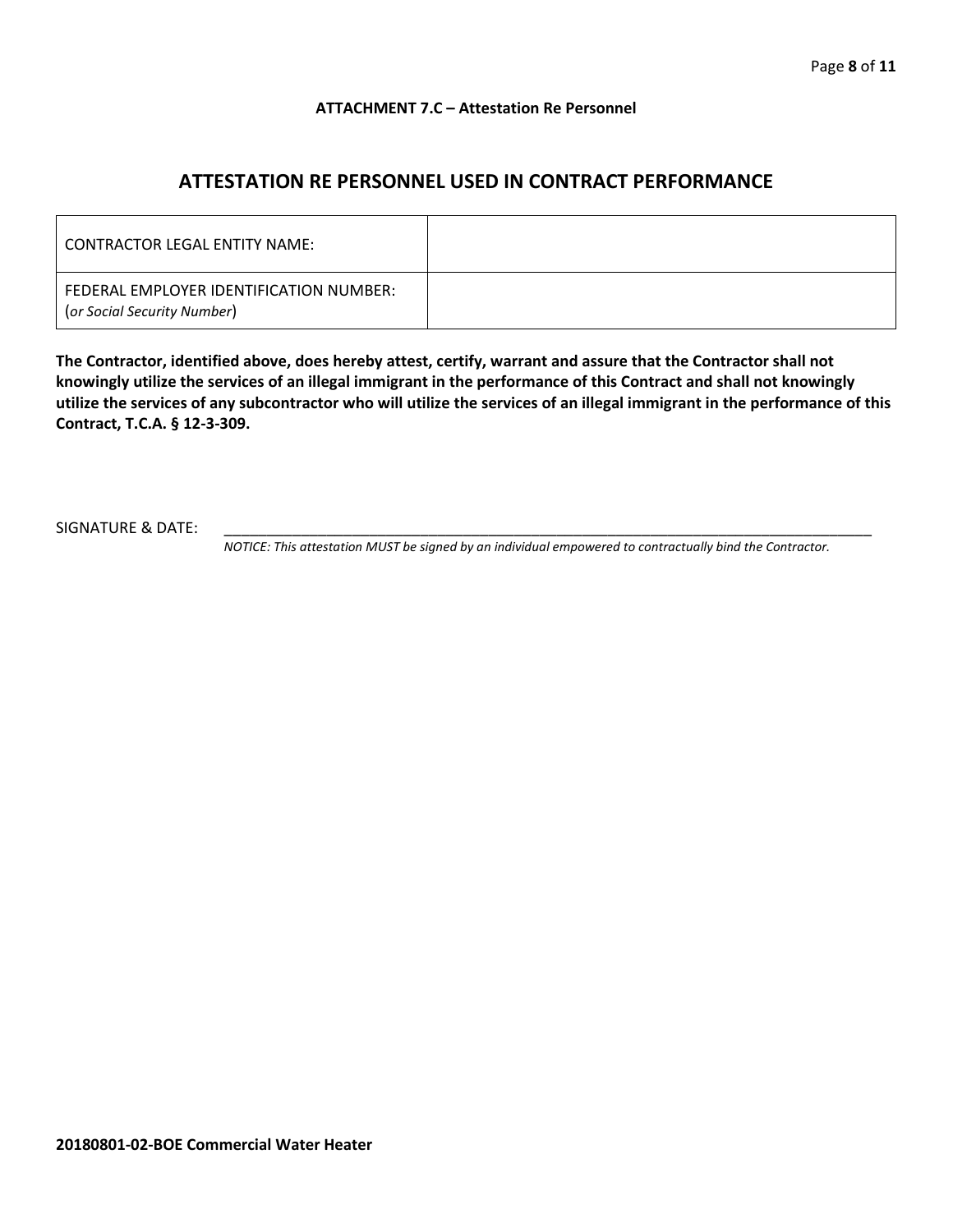**ATTACHMENT 7.C – Attestation Re Personnel**

## ATTESTATION RE PERSONNEL USED IN CONTRACT PERFORMANCE

| | |
|---|---|
| CONTRACTOR LEGAL ENTITY NAME: | |
| FEDERAL EMPLOYER IDENTIFICATION NUMBER: (*or Social Security Number*) | |

**The Contractor, identified above, does hereby attest, certify, warrant and assure that the Contractor shall not knowingly utilize the services of an illegal immigrant in the performance of this Contract and shall not knowingly utilize the services of any subcontractor who will utilize the services of an illegal immigrant in the performance of this Contract, T.C.A. § 12-3-309.**

SIGNATURE & DATE: ___________________________________________________________________________

*NOTICE: This attestation MUST be signed by an individual empowered to contractually bind the Contractor.*

**20180801-02-BOE Commercial Water Heater**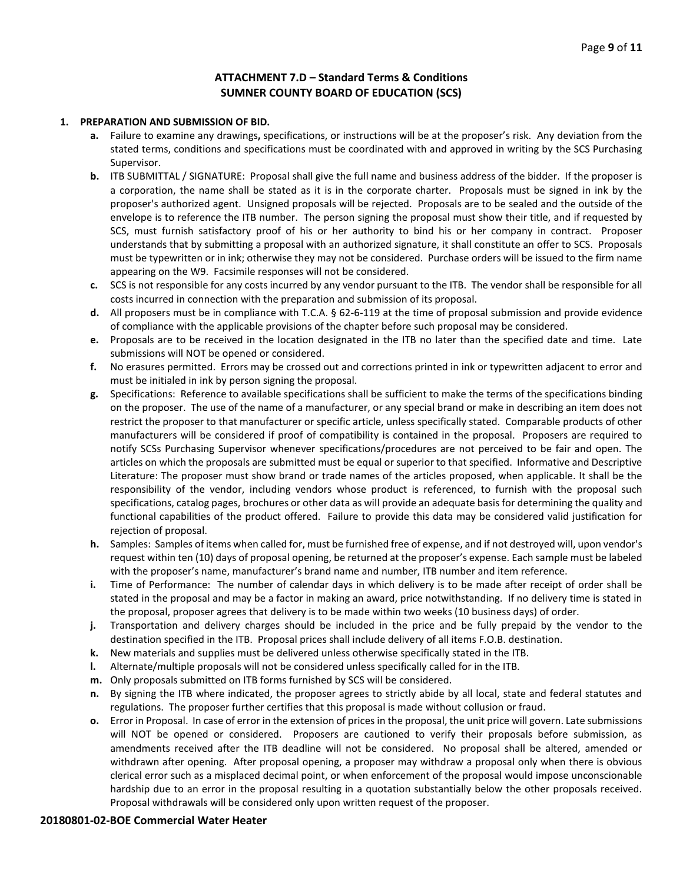## ATTACHMENT 7.D – Standard Terms & Conditions
## SUMNER COUNTY BOARD OF EDUCATION (SCS)

**1. PREPARATION AND SUBMISSION OF BID.**

- **a.** Failure to examine any drawings**,** specifications, or instructions will be at the proposer's risk. Any deviation from the stated terms, conditions and specifications must be coordinated with and approved in writing by the SCS Purchasing Supervisor.
- **b.** ITB SUBMITTAL / SIGNATURE: Proposal shall give the full name and business address of the bidder. If the proposer is a corporation, the name shall be stated as it is in the corporate charter. Proposals must be signed in ink by the proposer's authorized agent. Unsigned proposals will be rejected. Proposals are to be sealed and the outside of the envelope is to reference the ITB number. The person signing the proposal must show their title, and if requested by SCS, must furnish satisfactory proof of his or her authority to bind his or her company in contract. Proposer understands that by submitting a proposal with an authorized signature, it shall constitute an offer to SCS. Proposals must be typewritten or in ink; otherwise they may not be considered. Purchase orders will be issued to the firm name appearing on the W9. Facsimile responses will not be considered.
- **c.** SCS is not responsible for any costs incurred by any vendor pursuant to the ITB. The vendor shall be responsible for all costs incurred in connection with the preparation and submission of its proposal.
- **d.** All proposers must be in compliance with T.C.A. § 62-6-119 at the time of proposal submission and provide evidence of compliance with the applicable provisions of the chapter before such proposal may be considered.
- **e.** Proposals are to be received in the location designated in the ITB no later than the specified date and time. Late submissions will NOT be opened or considered.
- **f.** No erasures permitted. Errors may be crossed out and corrections printed in ink or typewritten adjacent to error and must be initialed in ink by person signing the proposal.
- **g.** Specifications: Reference to available specifications shall be sufficient to make the terms of the specifications binding on the proposer. The use of the name of a manufacturer, or any special brand or make in describing an item does not restrict the proposer to that manufacturer or specific article, unless specifically stated. Comparable products of other manufacturers will be considered if proof of compatibility is contained in the proposal. Proposers are required to notify SCSs Purchasing Supervisor whenever specifications/procedures are not perceived to be fair and open. The articles on which the proposals are submitted must be equal or superior to that specified. Informative and Descriptive Literature: The proposer must show brand or trade names of the articles proposed, when applicable. It shall be the responsibility of the vendor, including vendors whose product is referenced, to furnish with the proposal such specifications, catalog pages, brochures or other data as will provide an adequate basis for determining the quality and functional capabilities of the product offered. Failure to provide this data may be considered valid justification for rejection of proposal.
- **h.** Samples: Samples of items when called for, must be furnished free of expense, and if not destroyed will, upon vendor's request within ten (10) days of proposal opening, be returned at the proposer's expense. Each sample must be labeled with the proposer's name, manufacturer's brand name and number, ITB number and item reference.
- **i.** Time of Performance: The number of calendar days in which delivery is to be made after receipt of order shall be stated in the proposal and may be a factor in making an award, price notwithstanding. If no delivery time is stated in the proposal, proposer agrees that delivery is to be made within two weeks (10 business days) of order.
- **j.** Transportation and delivery charges should be included in the price and be fully prepaid by the vendor to the destination specified in the ITB. Proposal prices shall include delivery of all items F.O.B. destination.
- **k.** New materials and supplies must be delivered unless otherwise specifically stated in the ITB.
- **l.** Alternate/multiple proposals will not be considered unless specifically called for in the ITB.
- **m.** Only proposals submitted on ITB forms furnished by SCS will be considered.
- **n.** By signing the ITB where indicated, the proposer agrees to strictly abide by all local, state and federal statutes and regulations. The proposer further certifies that this proposal is made without collusion or fraud.
- **o.** Error in Proposal. In case of error in the extension of prices in the proposal, the unit price will govern. Late submissions will NOT be opened or considered. Proposers are cautioned to verify their proposals before submission, as amendments received after the ITB deadline will not be considered. No proposal shall be altered, amended or withdrawn after opening. After proposal opening, a proposer may withdraw a proposal only when there is obvious clerical error such as a misplaced decimal point, or when enforcement of the proposal would impose unconscionable hardship due to an error in the proposal resulting in a quotation substantially below the other proposals received. Proposal withdrawals will be considered only upon written request of the proposer.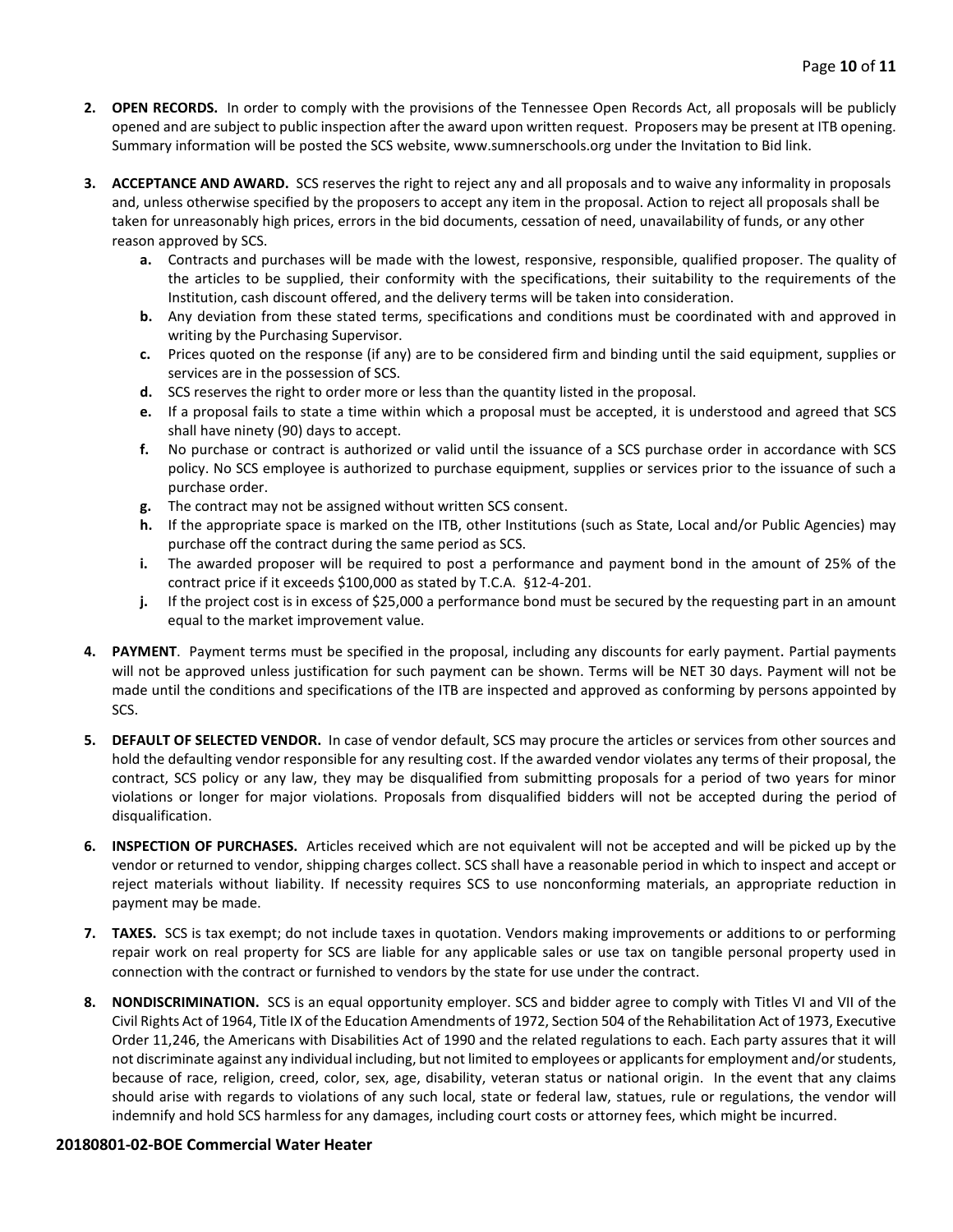2. **OPEN RECORDS.** In order to comply with the provisions of the Tennessee Open Records Act, all proposals will be publicly opened and are subject to public inspection after the award upon written request. Proposers may be present at ITB opening. Summary information will be posted the SCS website, www.sumnerschools.org under the Invitation to Bid link.

3. **ACCEPTANCE AND AWARD.** SCS reserves the right to reject any and all proposals and to waive any informality in proposals and, unless otherwise specified by the proposers to accept any item in the proposal. Action to reject all proposals shall be taken for unreasonably high prices, errors in the bid documents, cessation of need, unavailability of funds, or any other reason approved by SCS.
   - **a.** Contracts and purchases will be made with the lowest, responsive, responsible, qualified proposer. The quality of the articles to be supplied, their conformity with the specifications, their suitability to the requirements of the Institution, cash discount offered, and the delivery terms will be taken into consideration.
   - **b.** Any deviation from these stated terms, specifications and conditions must be coordinated with and approved in writing by the Purchasing Supervisor.
   - **c.** Prices quoted on the response (if any) are to be considered firm and binding until the said equipment, supplies or services are in the possession of SCS.
   - **d.** SCS reserves the right to order more or less than the quantity listed in the proposal.
   - **e.** If a proposal fails to state a time within which a proposal must be accepted, it is understood and agreed that SCS shall have ninety (90) days to accept.
   - **f.** No purchase or contract is authorized or valid until the issuance of a SCS purchase order in accordance with SCS policy. No SCS employee is authorized to purchase equipment, supplies or services prior to the issuance of such a purchase order.
   - **g.** The contract may not be assigned without written SCS consent.
   - **h.** If the appropriate space is marked on the ITB, other Institutions (such as State, Local and/or Public Agencies) may purchase off the contract during the same period as SCS.
   - **i.** The awarded proposer will be required to post a performance and payment bond in the amount of 25% of the contract price if it exceeds $100,000 as stated by T.C.A. §12-4-201.
   - **j.** If the project cost is in excess of $25,000 a performance bond must be secured by the requesting part in an amount equal to the market improvement value.

4. **PAYMENT**. Payment terms must be specified in the proposal, including any discounts for early payment. Partial payments will not be approved unless justification for such payment can be shown. Terms will be NET 30 days. Payment will not be made until the conditions and specifications of the ITB are inspected and approved as conforming by persons appointed by SCS.

5. **DEFAULT OF SELECTED VENDOR.** In case of vendor default, SCS may procure the articles or services from other sources and hold the defaulting vendor responsible for any resulting cost. If the awarded vendor violates any terms of their proposal, the contract, SCS policy or any law, they may be disqualified from submitting proposals for a period of two years for minor violations or longer for major violations. Proposals from disqualified bidders will not be accepted during the period of disqualification.

6. **INSPECTION OF PURCHASES.** Articles received which are not equivalent will not be accepted and will be picked up by the vendor or returned to vendor, shipping charges collect. SCS shall have a reasonable period in which to inspect and accept or reject materials without liability. If necessity requires SCS to use nonconforming materials, an appropriate reduction in payment may be made.

7. **TAXES.** SCS is tax exempt; do not include taxes in quotation. Vendors making improvements or additions to or performing repair work on real property for SCS are liable for any applicable sales or use tax on tangible personal property used in connection with the contract or furnished to vendors by the state for use under the contract.

8. **NONDISCRIMINATION.** SCS is an equal opportunity employer. SCS and bidder agree to comply with Titles VI and VII of the Civil Rights Act of 1964, Title IX of the Education Amendments of 1972, Section 504 of the Rehabilitation Act of 1973, Executive Order 11,246, the Americans with Disabilities Act of 1990 and the related regulations to each. Each party assures that it will not discriminate against any individual including, but not limited to employees or applicants for employment and/or students, because of race, religion, creed, color, sex, age, disability, veteran status or national origin. In the event that any claims should arise with regards to violations of any such local, state or federal law, statues, rule or regulations, the vendor will indemnify and hold SCS harmless for any damages, including court costs or attorney fees, which might be incurred.

**20180801-02-BOE Commercial Water Heater**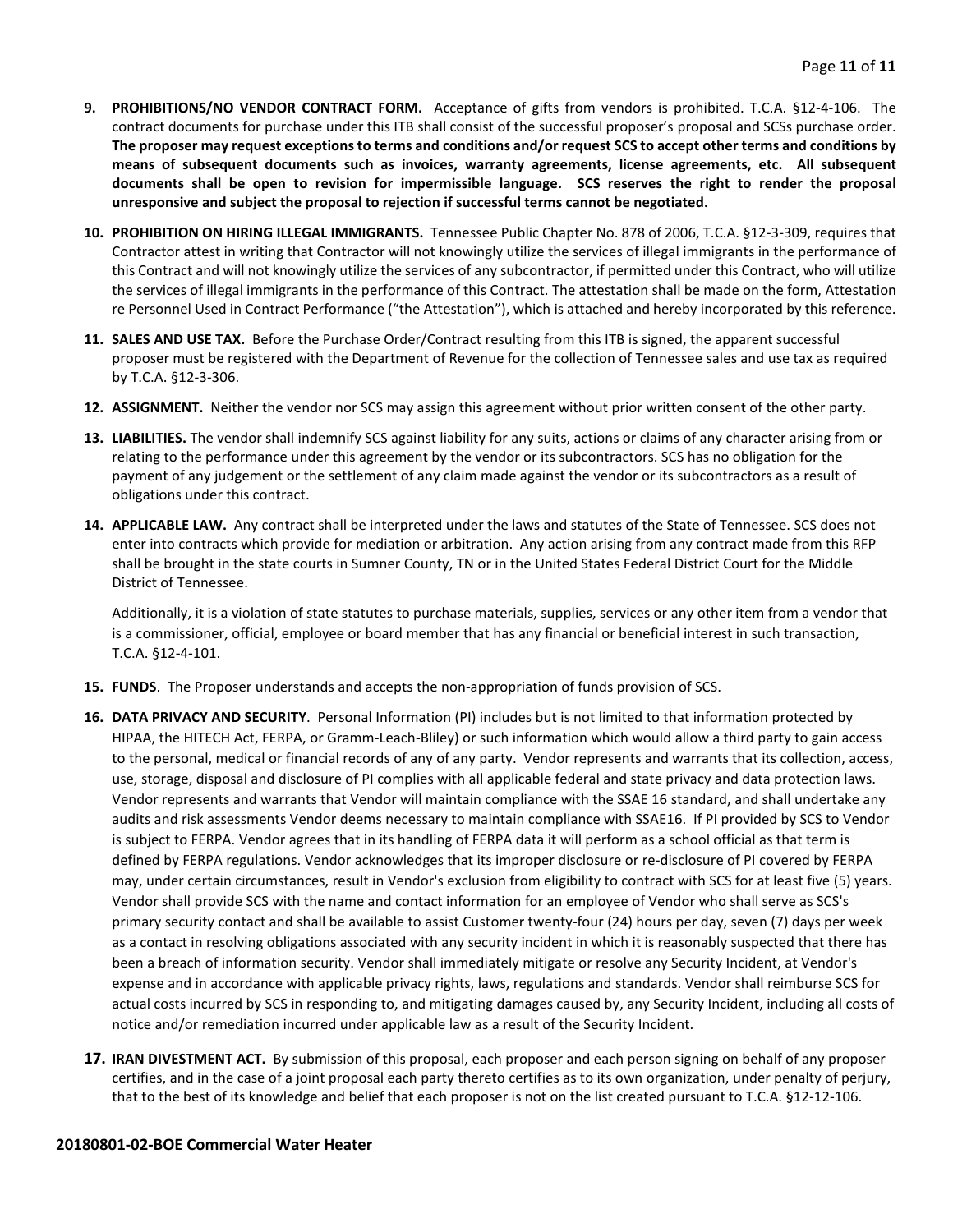9. **PROHIBITIONS/NO VENDOR CONTRACT FORM.** Acceptance of gifts from vendors is prohibited. T.C.A. §12-4-106. The contract documents for purchase under this ITB shall consist of the successful proposer's proposal and SCSs purchase order. **The proposer may request exceptions to terms and conditions and/or request SCS to accept other terms and conditions by means of subsequent documents such as invoices, warranty agreements, license agreements, etc. All subsequent documents shall be open to revision for impermissible language. SCS reserves the right to render the proposal unresponsive and subject the proposal to rejection if successful terms cannot be negotiated.**

10. **PROHIBITION ON HIRING ILLEGAL IMMIGRANTS.** Tennessee Public Chapter No. 878 of 2006, T.C.A. §12-3-309, requires that Contractor attest in writing that Contractor will not knowingly utilize the services of illegal immigrants in the performance of this Contract and will not knowingly utilize the services of any subcontractor, if permitted under this Contract, who will utilize the services of illegal immigrants in the performance of this Contract. The attestation shall be made on the form, Attestation re Personnel Used in Contract Performance ("the Attestation"), which is attached and hereby incorporated by this reference.

11. **SALES AND USE TAX.** Before the Purchase Order/Contract resulting from this ITB is signed, the apparent successful proposer must be registered with the Department of Revenue for the collection of Tennessee sales and use tax as required by T.C.A. §12-3-306.

12. **ASSIGNMENT.** Neither the vendor nor SCS may assign this agreement without prior written consent of the other party.

13. **LIABILITIES.** The vendor shall indemnify SCS against liability for any suits, actions or claims of any character arising from or relating to the performance under this agreement by the vendor or its subcontractors. SCS has no obligation for the payment of any judgement or the settlement of any claim made against the vendor or its subcontractors as a result of obligations under this contract.

14. **APPLICABLE LAW.** Any contract shall be interpreted under the laws and statutes of the State of Tennessee. SCS does not enter into contracts which provide for mediation or arbitration. Any action arising from any contract made from this RFP shall be brought in the state courts in Sumner County, TN or in the United States Federal District Court for the Middle District of Tennessee.

    Additionally, it is a violation of state statutes to purchase materials, supplies, services or any other item from a vendor that is a commissioner, official, employee or board member that has any financial or beneficial interest in such transaction, T.C.A. §12-4-101.

15. **FUNDS**. The Proposer understands and accepts the non-appropriation of funds provision of SCS.

16. **DATA PRIVACY AND SECURITY**. Personal Information (PI) includes but is not limited to that information protected by HIPAA, the HITECH Act, FERPA, or Gramm-Leach-Bliley) or such information which would allow a third party to gain access to the personal, medical or financial records of any of any party. Vendor represents and warrants that its collection, access, use, storage, disposal and disclosure of PI complies with all applicable federal and state privacy and data protection laws. Vendor represents and warrants that Vendor will maintain compliance with the SSAE 16 standard, and shall undertake any audits and risk assessments Vendor deems necessary to maintain compliance with SSAE16. If PI provided by SCS to Vendor is subject to FERPA. Vendor agrees that in its handling of FERPA data it will perform as a school official as that term is defined by FERPA regulations. Vendor acknowledges that its improper disclosure or re-disclosure of PI covered by FERPA may, under certain circumstances, result in Vendor's exclusion from eligibility to contract with SCS for at least five (5) years. Vendor shall provide SCS with the name and contact information for an employee of Vendor who shall serve as SCS's primary security contact and shall be available to assist Customer twenty-four (24) hours per day, seven (7) days per week as a contact in resolving obligations associated with any security incident in which it is reasonably suspected that there has been a breach of information security. Vendor shall immediately mitigate or resolve any Security Incident, at Vendor's expense and in accordance with applicable privacy rights, laws, regulations and standards. Vendor shall reimburse SCS for actual costs incurred by SCS in responding to, and mitigating damages caused by, any Security Incident, including all costs of notice and/or remediation incurred under applicable law as a result of the Security Incident.

17. **IRAN DIVESTMENT ACT.** By submission of this proposal, each proposer and each person signing on behalf of any proposer certifies, and in the case of a joint proposal each party thereto certifies as to its own organization, under penalty of perjury, that to the best of its knowledge and belief that each proposer is not on the list created pursuant to T.C.A. §12-12-106.